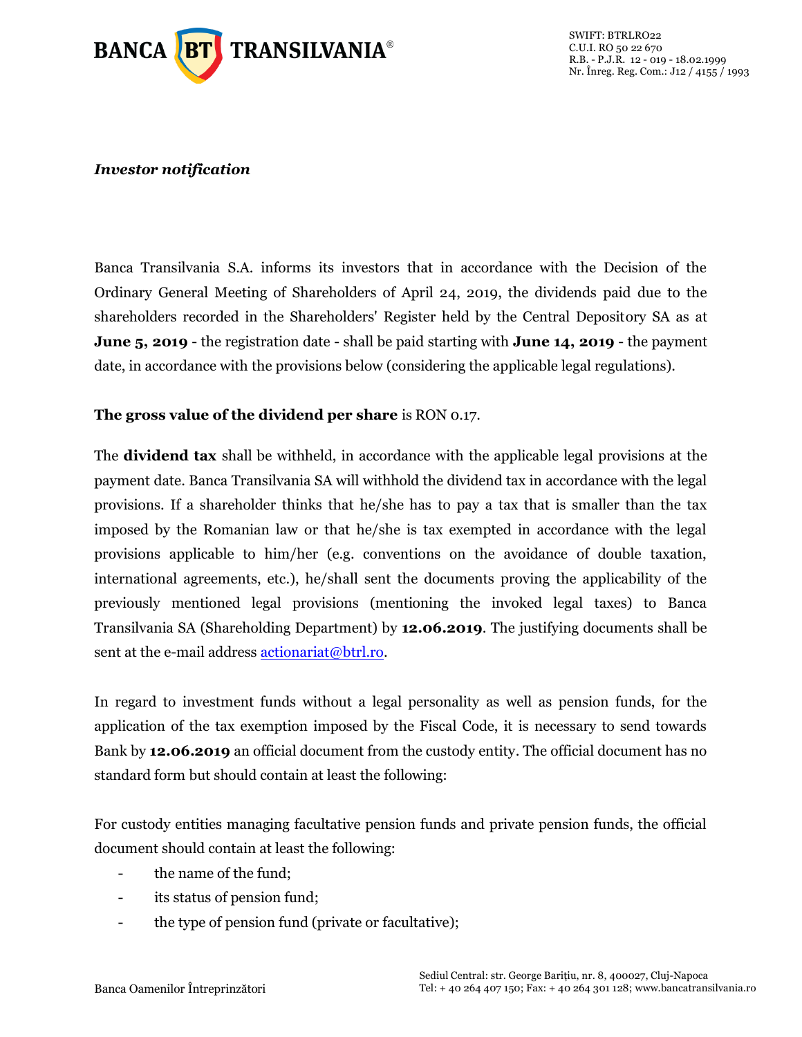*Investor notification*

Banca Transilvania S.A. informs its investors that in accordance with the Decision of the Ordinary General Meeting of Shareholders of April 24, 2019, the dividends paid due to the shareholders recorded in the Shareholders' Register held by the Central Depository SA as at **June 5, 2019** - the registration date - shall be paid starting with **June 14, 2019** - the payment date, in accordance with the provisions below (considering the applicable legal regulations).

**The gross value of the dividend per share** is RON 0.17.

The **dividend tax** shall be withheld, in accordance with the applicable legal provisions at the payment date. Banca Transilvania SA will withhold the dividend tax in accordance with the legal provisions. If a shareholder thinks that he/she has to pay a tax that is smaller than the tax imposed by the Romanian law or that he/she is tax exempted in accordance with the legal provisions applicable to him/her (e.g. conventions on the avoidance of double taxation, international agreements, etc.), he/shall sent the documents proving the applicability of the previously mentioned legal provisions (mentioning the invoked legal taxes) to Banca Transilvania SA (Shareholding Department) by **12.06.2019**. The justifying documents shall be sent at the e-mail address actionariat@btrl.ro.

In regard to investment funds without a legal personality as well as pension funds, for the application of the tax exemption imposed by the Fiscal Code, it is necessary to send towards Bank by **12.06.2019** an official document from the custody entity. The official document has no standard form but should contain at least the following:

For custody entities managing facultative pension funds and private pension funds, the official document should contain at least the following:

- the name of the fund;
- its status of pension fund;
- the type of pension fund (private or facultative);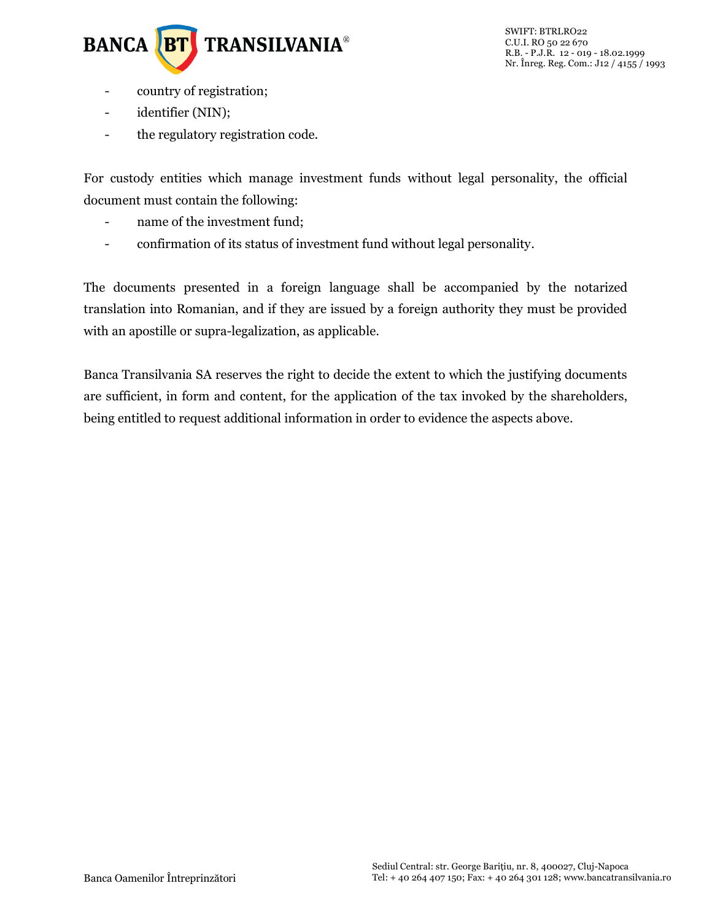- country of registration;
- identifier (NIN);
- the regulatory registration code.

For custody entities which manage investment funds without legal personality, the official document must contain the following:

- name of the investment fund;
- confirmation of its status of investment fund without legal personality.

The documents presented in a foreign language shall be accompanied by the notarized translation into Romanian, and if they are issued by a foreign authority they must be provided with an apostille or supra-legalization, as applicable.

Banca Transilvania SA reserves the right to decide the extent to which the justifying documents are sufficient, in form and content, for the application of the tax invoked by the shareholders, being entitled to request additional information in order to evidence the aspects above.